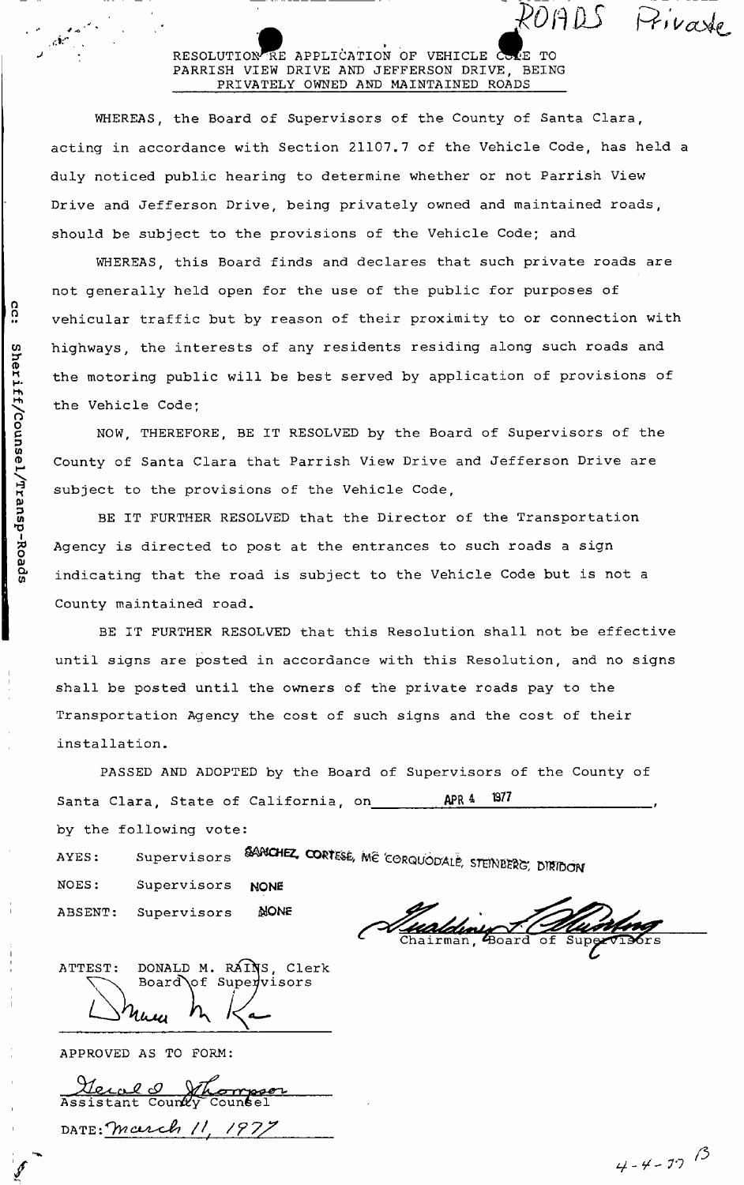ROADS Private

# RESOLUTION RE APPLICATION OF VEHICLE CODE TO PARRISH VIEW DRIVE AND JEFFERSON DRIVE, BEING PRIVATELY OWNED AND MAINTAINED ROADS

cc: Sheriff/Counsel/Transp-Roads

WHEREAS, the Board of Supervisors of the County of Santa Clara, acting in accordance with Section 21107.7 of the Vehicle Code, has held a duly noticed public hearing to determine whether or not Parrish View Drive and Jefferson Drive, being privately owned and maintained roads, should be subject to the provisions of the Vehicle Code; and

WHEREAS, this Board finds and declares that such private roads are not generally held open for the use of the public for purposes of vehicular traffic but by reason of their proximity to or connection with highways, the interests of any residents residing along such roads and the motoring public will be best served by application of provisions of the Vehicle Code;

NOW, THEREFORE, BE IT RESOLVED by the Board of Supervisors of the County of Santa Clara that Parrish View Drive and Jefferson Drive are subject to the provisions of the Vehicle Code,

BE IT FURTHER RESOLVED that the Director of the Transportation Agency is directed to post at the entrances to such roads a sign indicating that the road is subject to the Vehicle Code but is not a County maintained road.

BE IT FURTHER RESOLVED that this Resolution shall not be effective until signs are posted in accordance with this Resolution, and no signs shall be posted until the owners of the private roads pay to the Transportation Agency the cost of such signs and the cost of their installation.

PASSED AND ADOPTED by the Board of Supervisors of the County of Santa Clara, State of California, on APR 4 1977, by the following vote:

AYES: Supervisors SANCHEZ, CORTESE, MC CORQUODALE, STEINBERG, DIRIDON

NOES: Supervisors NONE

ABSENT: Supervisors NONE

Chairman, Board of Supervisors

ATTEST: DONALD M. RAINS, Clerk
Board of Supervisors

APPROVED AS TO FORM:

Gerald D. Thompson
Assistant County Counsel

DATE: March 11, 1977

4-4-77 13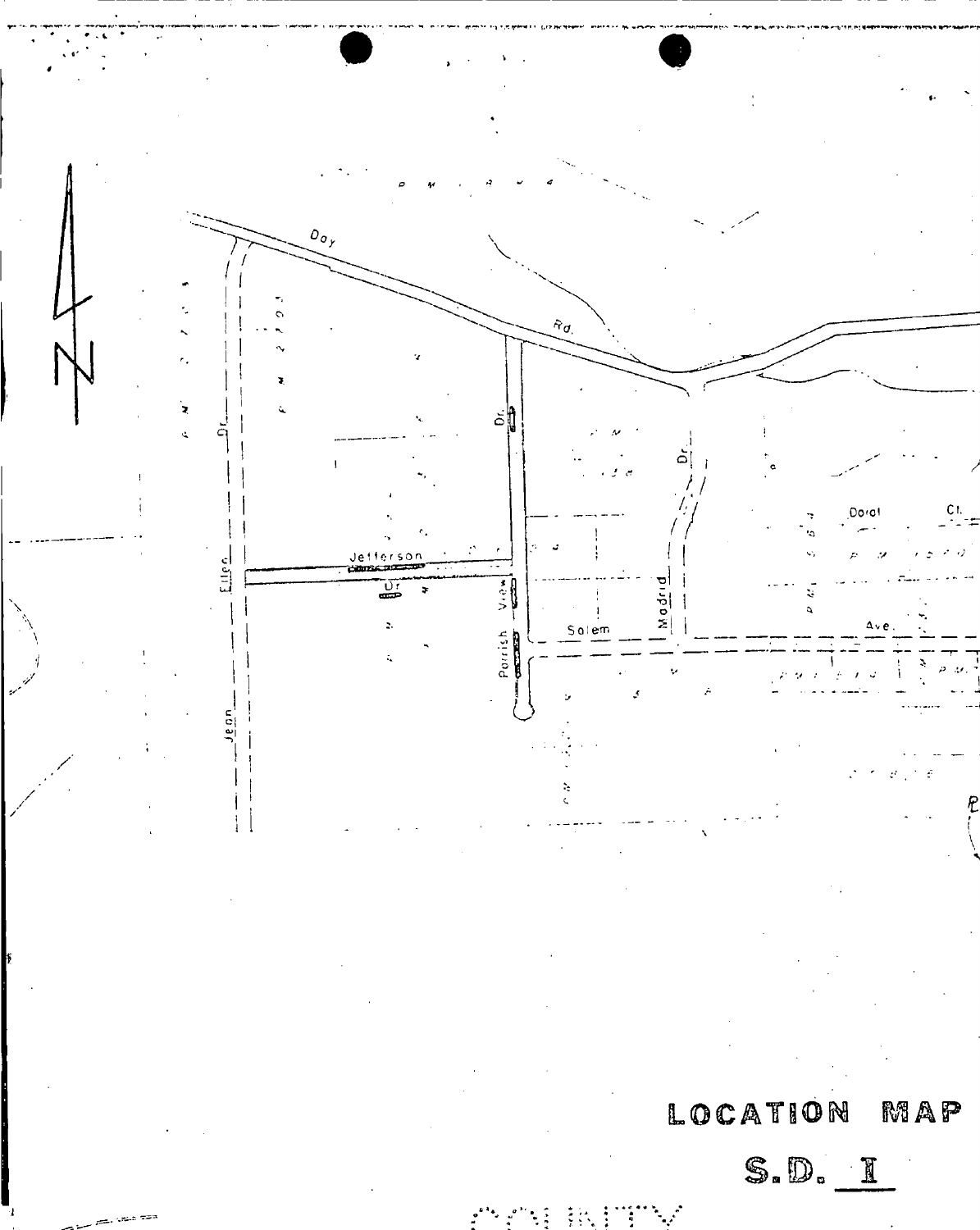# LOCATION MAP

## S.D. I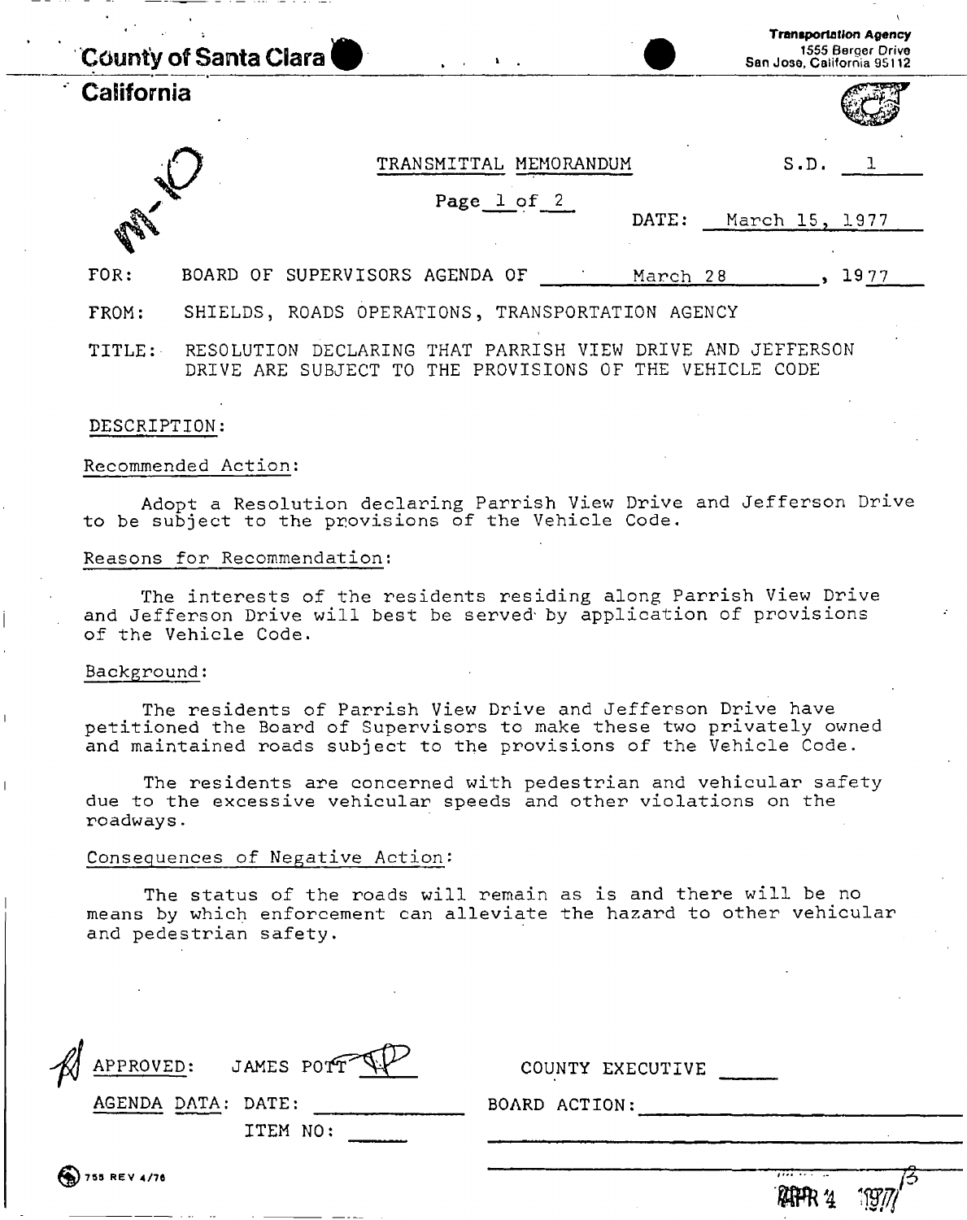County of Santa Clara

California

**Transportation Agency**
1555 Berger Drive
San Jose, California 95112

TRANSMITTAL MEMORANDUM

S.D. 1

DATE: March 15, 1977

FOR: BOARD OF SUPERVISORS AGENDA OF March 28, 1977

FROM: SHIELDS, ROADS OPERATIONS, TRANSPORTATION AGENCY

TITLE: RESOLUTION DECLARING THAT PARRISH VIEW DRIVE AND JEFFERSON DRIVE ARE SUBJECT TO THE PROVISIONS OF THE VEHICLE CODE

DESCRIPTION:

Recommended Action:

Adopt a Resolution declaring Parrish View Drive and Jefferson Drive to be subject to the provisions of the Vehicle Code.

Reasons for Recommendation:

The interests of the residents residing along Parrish View Drive and Jefferson Drive will best be served by application of provisions of the Vehicle Code.

Background:

The residents of Parrish View Drive and Jefferson Drive have petitioned the Board of Supervisors to make these two privately owned and maintained roads subject to the provisions of the Vehicle Code.

The residents are concerned with pedestrian and vehicular safety due to the excessive vehicular speeds and other violations on the roadways.

Consequences of Negative Action:

The status of the roads will remain as is and there will be no means by which enforcement can alleviate the hazard to other vehicular and pedestrian safety.

APPROVED: JAMES POTT

COUNTY EXECUTIVE ____

AGENDA DATA: DATE: ____________

ITEM NO: ____

BOARD ACTION: ____________

APR 4 1977

755 REV 4/76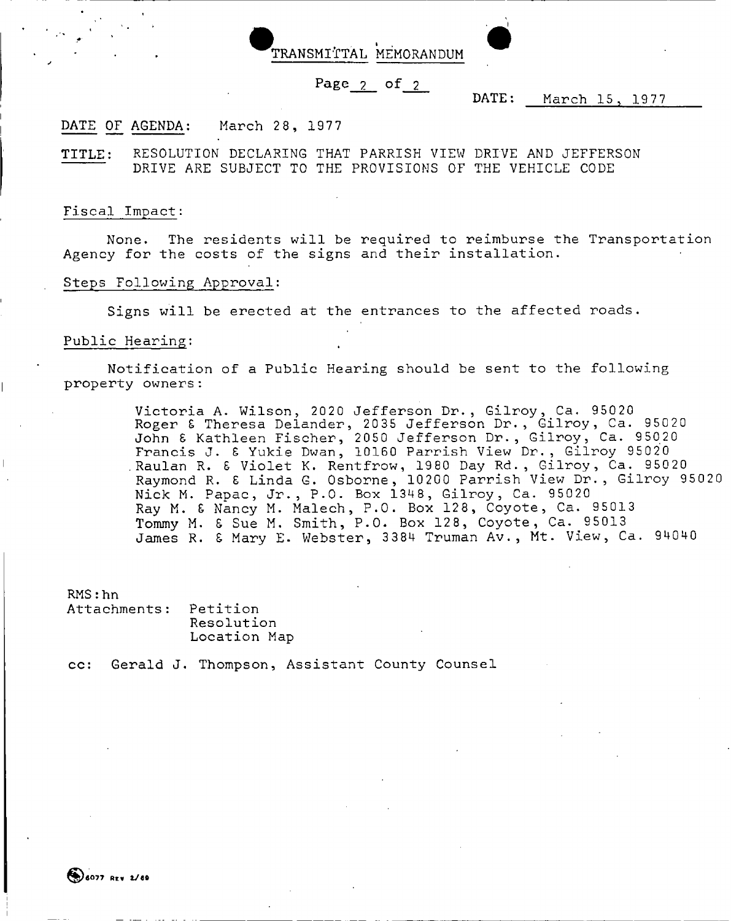# TRANSMITTAL MEMORANDUM

DATE: March 15, 1977

DATE OF AGENDA: March 28, 1977

TITLE: RESOLUTION DECLARING THAT PARRISH VIEW DRIVE AND JEFFERSON DRIVE ARE SUBJECT TO THE PROVISIONS OF THE VEHICLE CODE

Fiscal Impact:

None. The residents will be required to reimburse the Transportation Agency for the costs of the signs and their installation.

Steps Following Approval:

Signs will be erected at the entrances to the affected roads.

Public Hearing:

Notification of a Public Hearing should be sent to the following property owners:

Victoria A. Wilson, 2020 Jefferson Dr., Gilroy, Ca. 95020
Roger & Theresa Delander, 2035 Jefferson Dr., Gilroy, Ca. 95020
John & Kathleen Fischer, 2050 Jefferson Dr., Gilroy, Ca. 95020
Francis J. & Yukie Dwan, 10160 Parrish View Dr., Gilroy 95020
Raulan R. & Violet K. Rentfrow, 1980 Day Rd., Gilroy, Ca. 95020
Raymond R. & Linda G. Osborne, 10200 Parrish View Dr., Gilroy 95020
Nick M. Papac, Jr., P.O. Box 1348, Gilroy, Ca. 95020
Ray M. & Nancy M. Malech, P.O. Box 128, Coyote, Ca. 95013
Tommy M. & Sue M. Smith, P.O. Box 128, Coyote, Ca. 95013
James R. & Mary E. Webster, 3384 Truman Av., Mt. View, Ca. 94040

RMS:hn
Attachments: Petition
Resolution
Location Map

cc: Gerald J. Thompson, Assistant County Counsel

6077 REV 2/69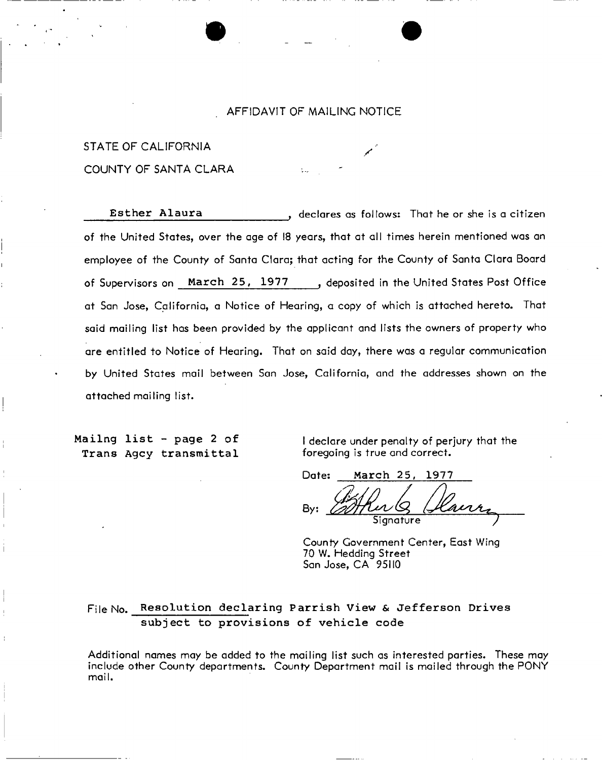# AFFIDAVIT OF MAILING NOTICE

STATE OF CALIFORNIA

COUNTY OF SANTA CLARA

Esther Alaura, declares as follows: That he or she is a citizen of the United States, over the age of 18 years, that at all times herein mentioned was an employee of the County of Santa Clara; that acting for the County of Santa Clara Board of Supervisors on March 25, 1977, deposited in the United States Post Office at San Jose, California, a Notice of Hearing, a copy of which is attached hereto. That said mailing list has been provided by the applicant and lists the owners of property who are entitled to Notice of Hearing. That on said day, there was a regular communication by United States mail between San Jose, California, and the addresses shown on the attached mailing list.

Mailng list - page 2 of Trans Agcy transmittal

I declare under penalty of perjury that the foregoing is true and correct.

Date: March 25, 1977

By: Esther G. Alaura
Signature

County Government Center, East Wing
70 W. Hedding Street
San Jose, CA 95110

File No. Resolution declaring Parrish View & Jefferson Drives subject to provisions of vehicle code

Additional names may be added to the mailing list such as interested parties. These may include other County departments. County Department mail is mailed through the PONY mail.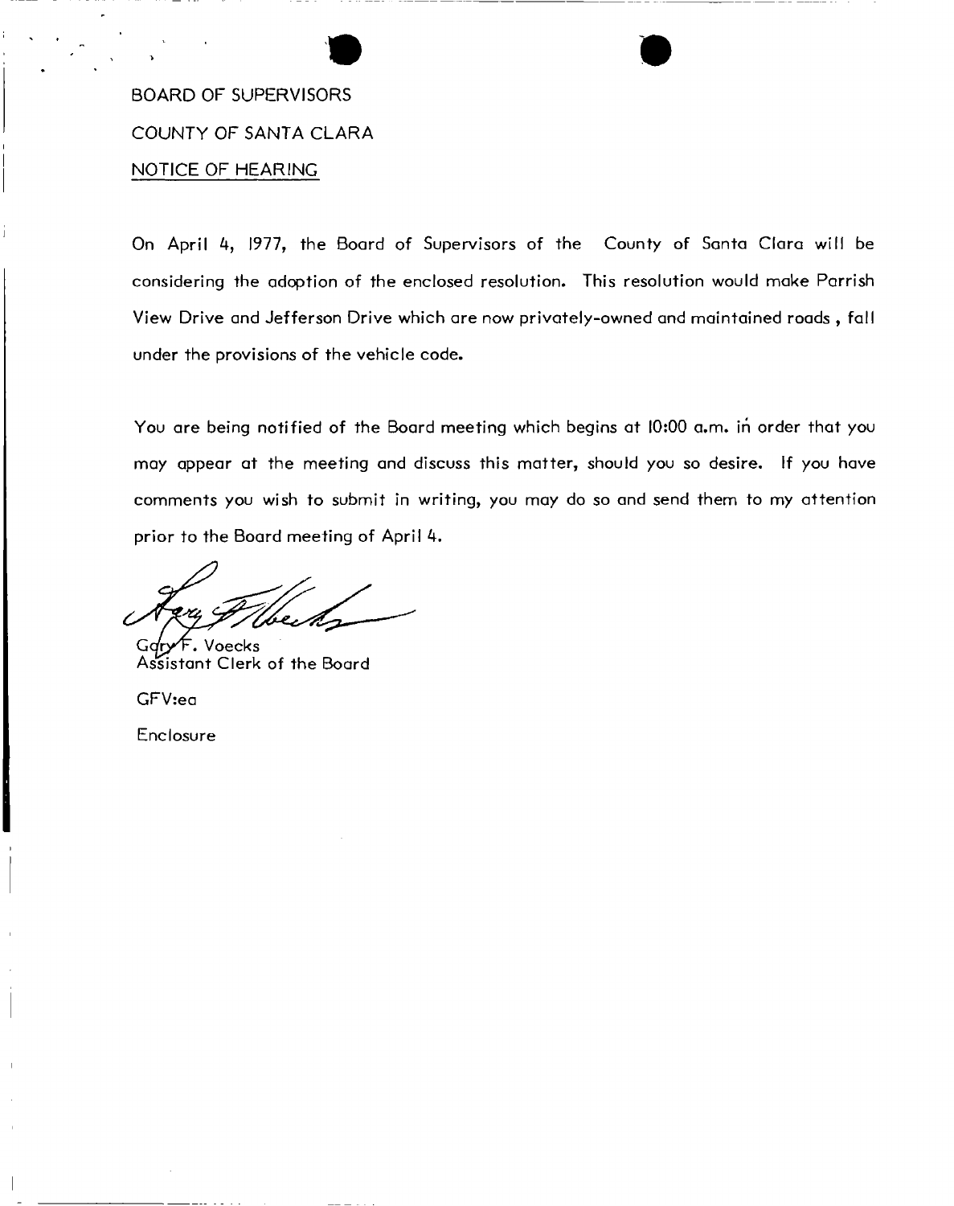BOARD OF SUPERVISORS

COUNTY OF SANTA CLARA

NOTICE OF HEARING

On April 4, 1977, the Board of Supervisors of the County of Santa Clara will be considering the adoption of the enclosed resolution. This resolution would make Parrish View Drive and Jefferson Drive which are now privately-owned and maintained roads , fall under the provisions of the vehicle code.

You are being notified of the Board meeting which begins at 10:00 a.m. in order that you may appear at the meeting and discuss this matter, should you so desire. If you have comments you wish to submit in writing, you may do so and send them to my attention prior to the Board meeting of April 4.

Gary F. Voecks
Assistant Clerk of the Board

GFV:ea

Enclosure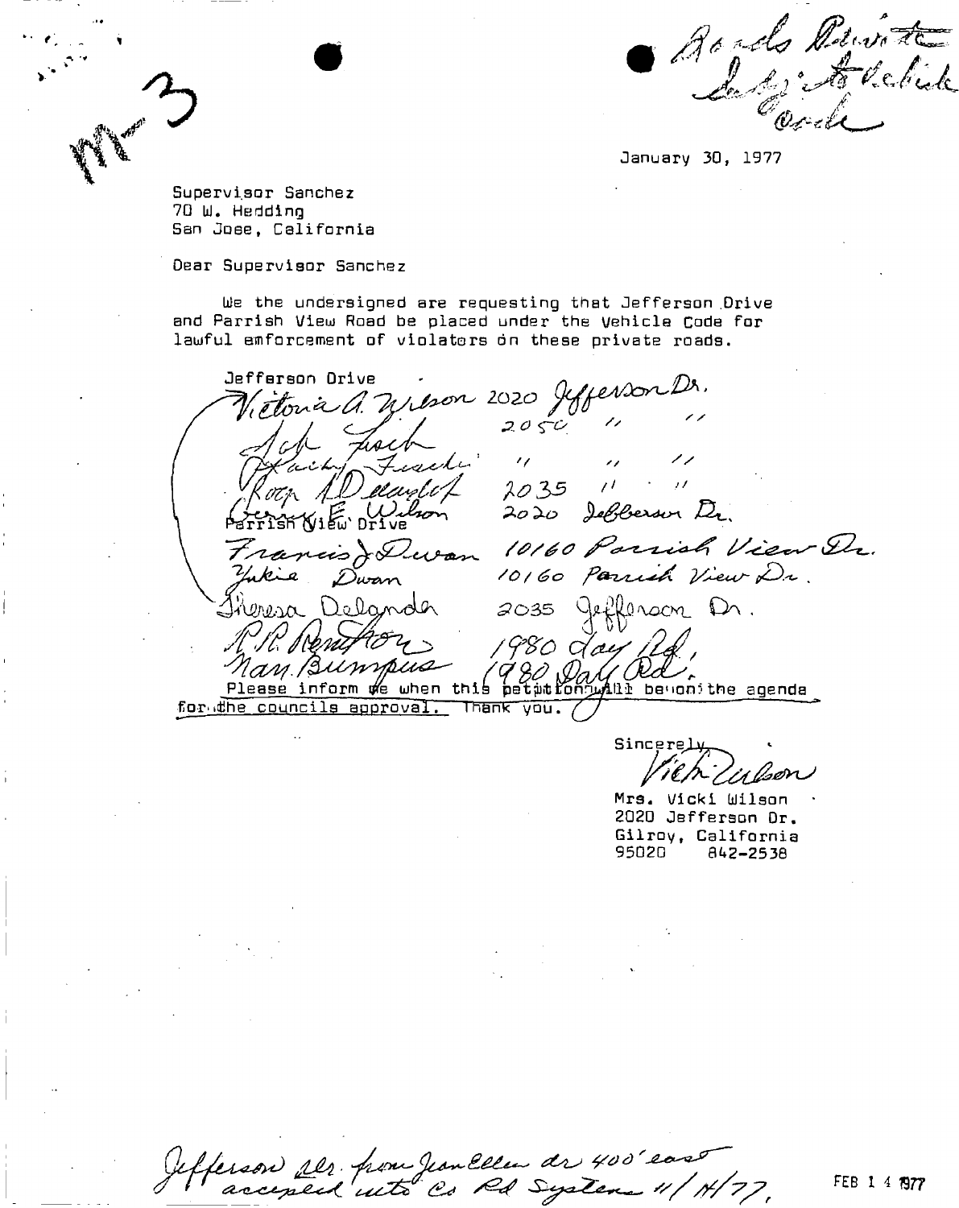M-3

Roads Private
Subj: to Vehicle
Code

January 30, 1977

Supervisor Sanchez
70 W. Hedding
San Jose, California

Dear Supervisor Sanchez

We the undersigned are requesting that Jefferson Drive and Parrish View Road be placed under the Vehicle Code for lawful emforcement of violators on these private roads.

Jefferson Drive

| | |
|---|---|
| Victoria A. Wilson | 2020 Jefferson Dr. |
| Jack Fusch | 2050 " " |
| Kathy Fusch | " " " |
| Roger A. Delaplaine | 2035 " " |
| Gerry E. Wilson | 2020 Jefferson Dr. |

Parrish View Drive

| | |
|---|---|
| Francis J. Duran | 10160 Parrish View Dr. |
| Yukie Duran | 10160 Parrish View Dr. |
| Theresa Delaplaine | 2035 Jefferson Dr. |
| R.R. Renton | 1980 Day Rd. |
| Nan Bumpus | 1980 Day Rd. |

Please inform me when this petition will be on the agenda for the councils approval. Thank you.

Sincerely,

Vicki Wilson

Mrs. Vicki Wilson
2020 Jefferson Dr.
Gilroy, California
95020 842-2538

Jefferson Dr. from Jan Ellen dr 400' east accepted into Co Rd System 11/14/77.

FEB 14 1977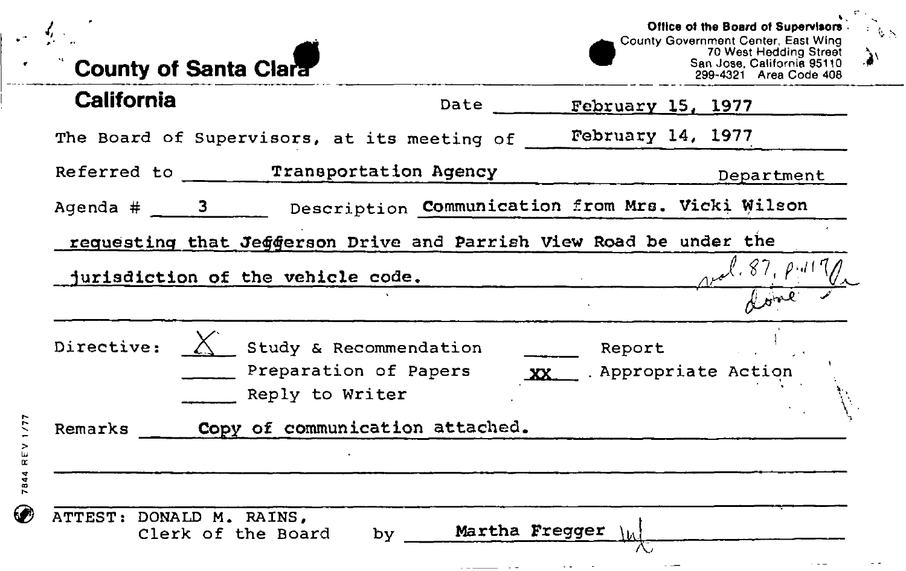# County of Santa Clara

## California

Office of the Board of Supervisors
County Government Center, East Wing
70 West Hedding Street
San Jose, California 95110
299-4321 Area Code 408

Date February 15, 1977

The Board of Supervisors, at its meeting of February 14, 1977

Referred to Transportation Agency Department

Agenda # 3 Description Communication from Mrs. Vicki Wilson requesting that Jefferson Drive and Parrish View Road be under the jurisdiction of the vehicle code.

vol. 87, p. 117
done

Directive:

- X Study & Recommendation
- Preparation of Papers
- Reply to Writer
- Report
- XX Appropriate Action

Remarks Copy of communication attached.

ATTEST: DONALD M. RAINS,
Clerk of the Board by Martha Fregger

7844 REV 1/77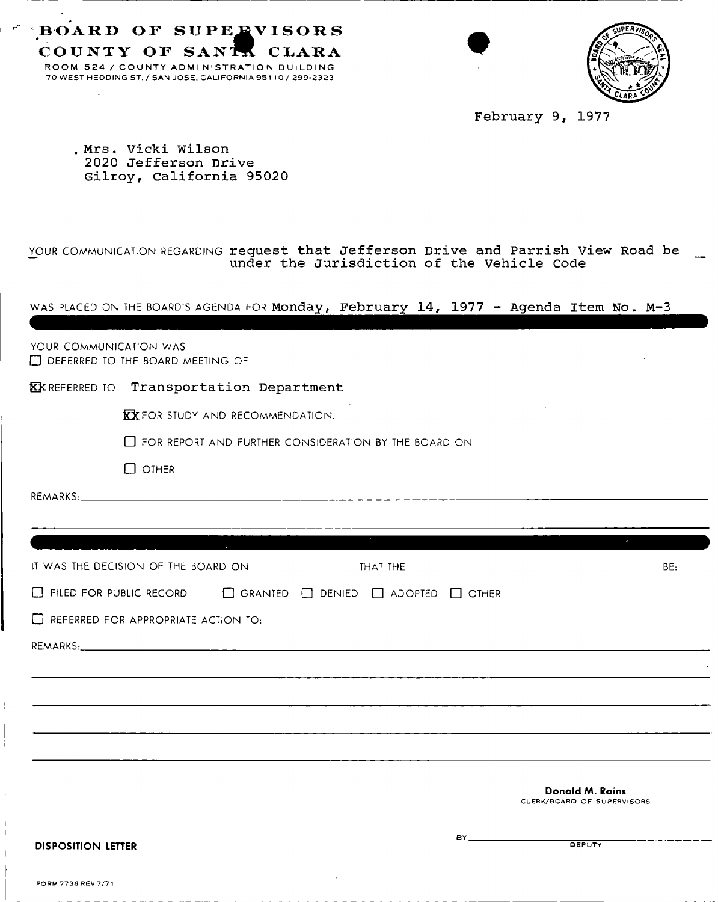# BOARD OF SUPERVISORS
## COUNTY OF SANTA CLARA

ROOM 524 / COUNTY ADMINISTRATION BUILDING
70 WEST HEDDING ST. / SAN JOSE, CALIFORNIA 95110 / 299-2323

February 9, 1977

Mrs. Vicki Wilson
2020 Jefferson Drive
Gilroy, California 95020

YOUR COMMUNICATION REGARDING request that Jefferson Drive and Parrish View Road be under the Jurisdiction of the Vehicle Code

WAS PLACED ON THE BOARD'S AGENDA FOR Monday, February 14, 1977 - Agenda Item No. M-3

YOUR COMMUNICATION WAS

☐ DEFERRED TO THE BOARD MEETING OF

☒ REFERRED TO Transportation Department

- ☒ FOR STUDY AND RECOMMENDATION.
- ☐ FOR REPORT AND FURTHER CONSIDERATION BY THE BOARD ON
- ☐ OTHER

REMARKS:

IT WAS THE DECISION OF THE BOARD ON THAT THE BE:

☐ FILED FOR PUBLIC RECORD ☐ GRANTED ☐ DENIED ☐ ADOPTED ☐ OTHER

☐ REFERRED FOR APPROPRIATE ACTION TO:

REMARKS:

**Donald M. Rains**
CLERK/BOARD OF SUPERVISORS

BY ______________________
DEPUTY

**DISPOSITION LETTER**

FORM 7736 REV 7/71